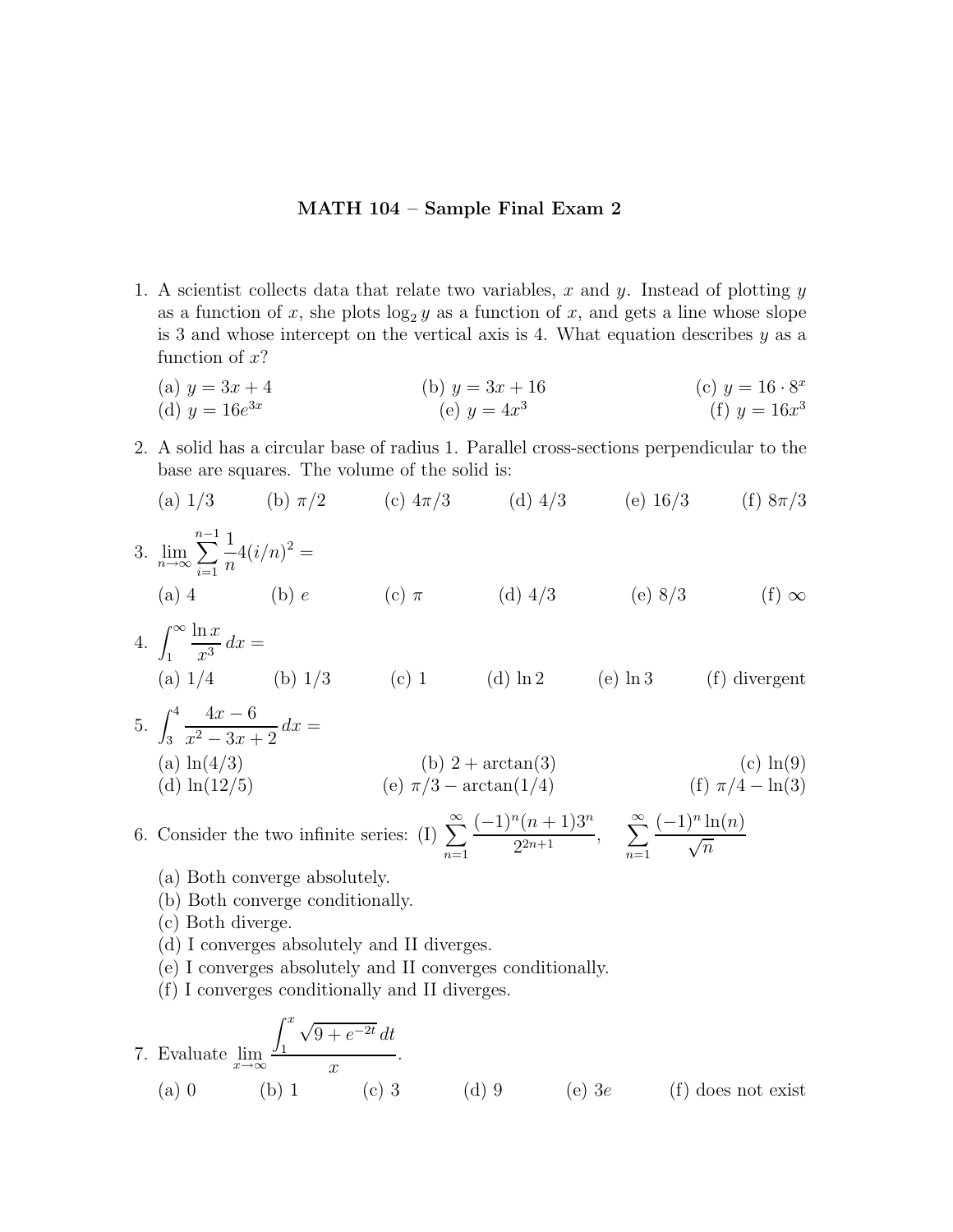# MATH 104 – Sample Final Exam 2

1. A scientist collects data that relate two variables, $x$ and $y$. Instead of plotting $y$ as a function of $x$, she plots $\log_2 y$ as a function of $x$, and gets a line whose slope is 3 and whose intercept on the vertical axis is 4. What equation describes $y$ as a function of $x$?

   (a) $y = 3x + 4$ (b) $y = 3x + 16$ (c) $y = 16 \cdot 8^x$
   (d) $y = 16e^{3x}$ (e) $y = 4x^3$ (f) $y = 16x^3$

2. A solid has a circular base of radius 1. Parallel cross-sections perpendicular to the base are squares. The volume of the solid is:

   (a) $1/3$ (b) $\pi/2$ (c) $4\pi/3$ (d) $4/3$ (e) $16/3$ (f) $8\pi/3$

3. $\displaystyle\lim_{n\to\infty} \sum_{i=1}^{n-1} \frac{1}{n} 4(i/n)^2 =$

   (a) 4 (b) $e$ (c) $\pi$ (d) $4/3$ (e) $8/3$ (f) $\infty$

4. $\displaystyle\int_1^\infty \frac{\ln x}{x^3}\, dx =$

   (a) $1/4$ (b) $1/3$ (c) 1 (d) $\ln 2$ (e) $\ln 3$ (f) divergent

5. $\displaystyle\int_3^4 \frac{4x - 6}{x^2 - 3x + 2}\, dx =$

   (a) $\ln(4/3)$ (b) $2 + \arctan(3)$ (c) $\ln(9)$
   (d) $\ln(12/5)$ (e) $\pi/3 - \arctan(1/4)$ (f) $\pi/4 - \ln(3)$

6. Consider the two infinite series: (I) $\displaystyle\sum_{n=1}^{\infty} \frac{(-1)^n (n+1) 3^n}{2^{2n+1}}$, $\displaystyle\sum_{n=1}^{\infty} \frac{(-1)^n \ln(n)}{\sqrt{n}}$

   (a) Both converge absolutely.
   (b) Both converge conditionally.
   (c) Both diverge.
   (d) I converges absolutely and II diverges.
   (e) I converges absolutely and II converges conditionally.
   (f) I converges conditionally and II diverges.

7. Evaluate $\displaystyle\lim_{x\to\infty} \frac{\int_1^x \sqrt{9 + e^{-2t}}\, dt}{x}$.

   (a) 0 (b) 1 (c) 3 (d) 9 (e) $3e$ (f) does not exist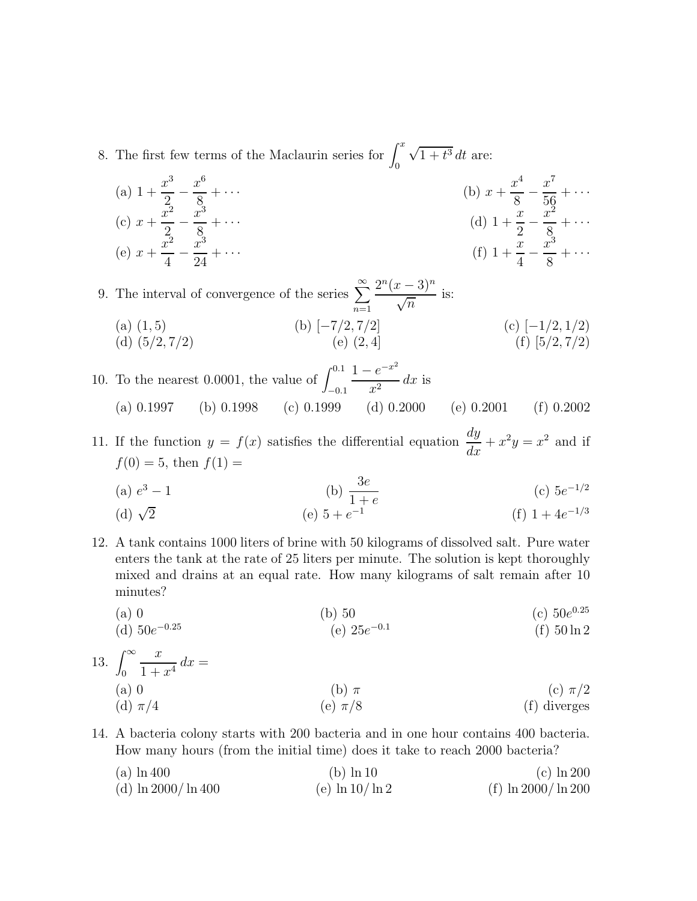8. The first few terms of the Maclaurin series for $\int_0^x \sqrt{1+t^3}\,dt$ are:

   (a) $1 + \frac{x^3}{2} - \frac{x^6}{8} + \cdots$
   (b) $x + \frac{x^4}{8} - \frac{x^7}{56} + \cdots$
   (c) $x + \frac{x^2}{2} - \frac{x^3}{8} + \cdots$
   (d) $1 + \frac{x}{2} - \frac{x^2}{8} + \cdots$
   (e) $x + \frac{x^2}{4} - \frac{x^3}{24} + \cdots$
   (f) $1 + \frac{x}{4} - \frac{x^3}{8} + \cdots$

9. The interval of convergence of the series $\sum_{n=1}^{\infty} \frac{2^n (x-3)^n}{\sqrt{n}}$ is:

   (a) $(1, 5)$
   (b) $[-7/2, 7/2]$
   (c) $[-1/2, 1/2)$
   (d) $(5/2, 7/2)$
   (e) $(2, 4]$
   (f) $[5/2, 7/2)$

10. To the nearest 0.0001, the value of $\int_{-0.1}^{0.1} \frac{1 - e^{-x^2}}{x^2}\,dx$ is

    (a) 0.1997 (b) 0.1998 (c) 0.1999 (d) 0.2000 (e) 0.2001 (f) 0.2002

11. If the function $y = f(x)$ satisfies the differential equation $\frac{dy}{dx} + x^2 y = x^2$ and if $f(0) = 5$, then $f(1) =$

    (a) $e^3 - 1$
    (b) $\frac{3e}{1+e}$
    (c) $5e^{-1/2}$
    (d) $\sqrt{2}$
    (e) $5 + e^{-1}$
    (f) $1 + 4e^{-1/3}$

12. A tank contains 1000 liters of brine with 50 kilograms of dissolved salt. Pure water enters the tank at the rate of 25 liters per minute. The solution is kept thoroughly mixed and drains at an equal rate. How many kilograms of salt remain after 10 minutes?

    (a) 0
    (b) 50
    (c) $50e^{0.25}$
    (d) $50e^{-0.25}$
    (e) $25e^{-0.1}$
    (f) $50 \ln 2$

13. $\int_0^{\infty} \frac{x}{1+x^4}\,dx =$

    (a) 0
    (b) $\pi$
    (c) $\pi/2$
    (d) $\pi/4$
    (e) $\pi/8$
    (f) diverges

14. A bacteria colony starts with 200 bacteria and in one hour contains 400 bacteria. How many hours (from the initial time) does it take to reach 2000 bacteria?

    (a) $\ln 400$
    (b) $\ln 10$
    (c) $\ln 200$
    (d) $\ln 2000 / \ln 400$
    (e) $\ln 10 / \ln 2$
    (f) $\ln 2000 / \ln 200$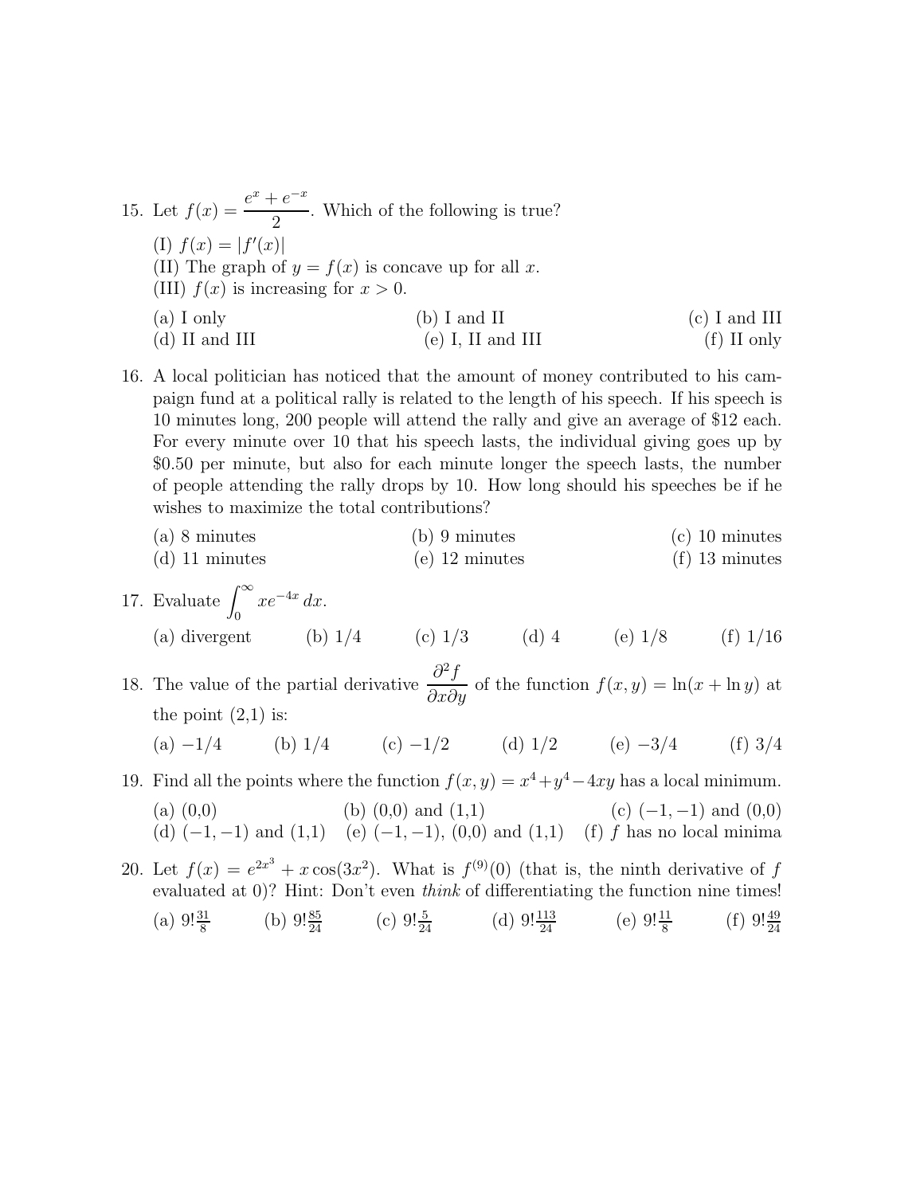15. Let $f(x) = \dfrac{e^x + e^{-x}}{2}$. Which of the following is true?

    (I) $f(x) = |f'(x)|$
    (II) The graph of $y = f(x)$ is concave up for all $x$.
    (III) $f(x)$ is increasing for $x > 0$.

    (a) I only  (b) I and II  (c) I and III
    (d) II and III  (e) I, II and III  (f) II only

16. A local politician has noticed that the amount of money contributed to his campaign fund at a political rally is related to the length of his speech. If his speech is 10 minutes long, 200 people will attend the rally and give an average of \$12 each. For every minute over 10 that his speech lasts, the individual giving goes up by \$0.50 per minute, but also for each minute longer the speech lasts, the number of people attending the rally drops by 10. How long should his speeches be if he wishes to maximize the total contributions?

    (a) 8 minutes  (b) 9 minutes  (c) 10 minutes
    (d) 11 minutes  (e) 12 minutes  (f) 13 minutes

17. Evaluate $\displaystyle\int_0^\infty xe^{-4x}\,dx$.

    (a) divergent  (b) 1/4  (c) 1/3  (d) 4  (e) 1/8  (f) 1/16

18. The value of the partial derivative $\dfrac{\partial^2 f}{\partial x \partial y}$ of the function $f(x, y) = \ln(x + \ln y)$ at the point (2,1) is:

    (a) $-1/4$  (b) $1/4$  (c) $-1/2$  (d) $1/2$  (e) $-3/4$  (f) $3/4$

19. Find all the points where the function $f(x, y) = x^4 + y^4 - 4xy$ has a local minimum.

    (a) (0,0)  (b) (0,0) and (1,1)  (c) $(-1, -1)$ and (0,0)
    (d) $(-1, -1)$ and (1,1)  (e) $(-1, -1)$, (0,0) and (1,1)  (f) $f$ has no local minima

20. Let $f(x) = e^{2x^3} + x\cos(3x^2)$. What is $f^{(9)}(0)$ (that is, the ninth derivative of $f$ evaluated at 0)? Hint: Don't even *think* of differentiating the function nine times!

    (a) $9!\frac{31}{8}$  (b) $9!\frac{85}{24}$  (c) $9!\frac{5}{24}$  (d) $9!\frac{113}{24}$  (e) $9!\frac{11}{8}$  (f) $9!\frac{49}{24}$